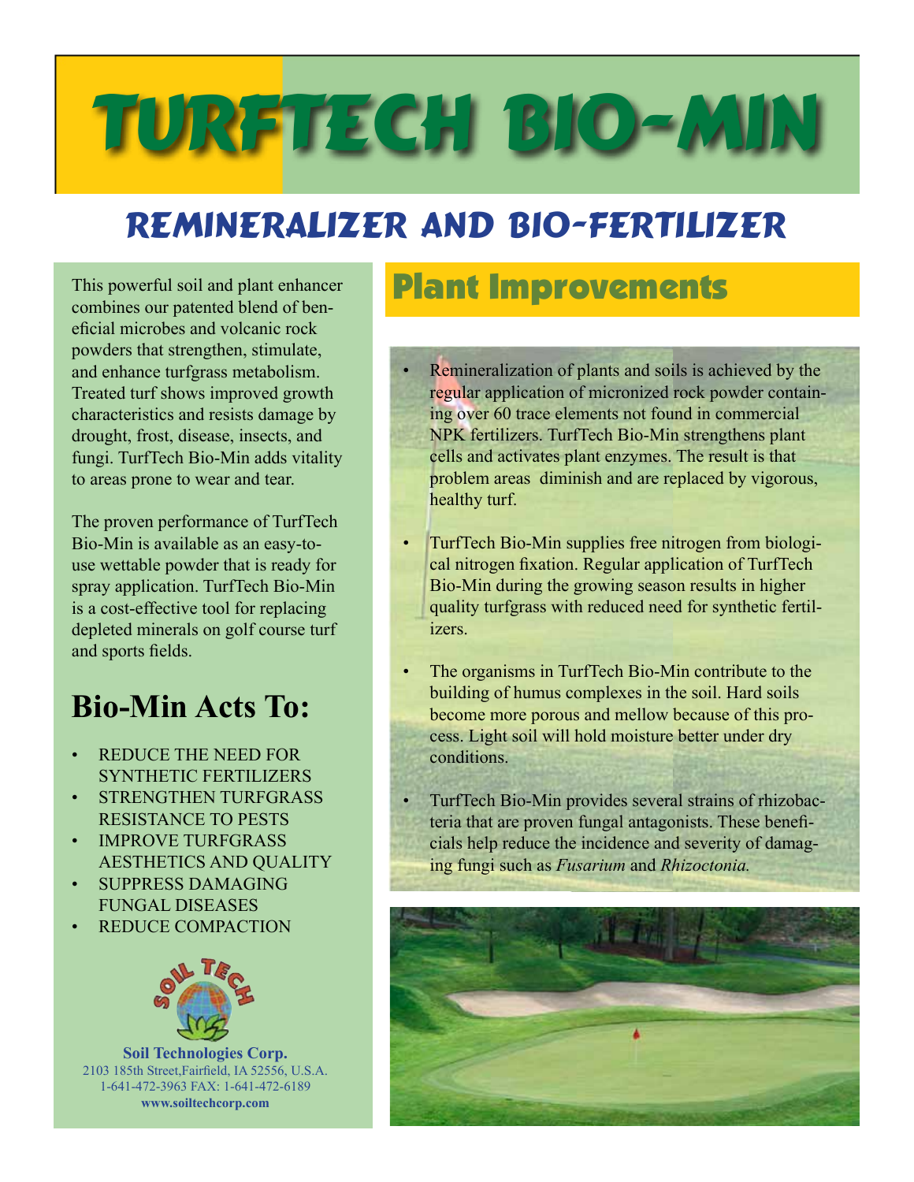# TurfTech Bio-Min

## Remineralizer and Bio-Fertilizer

This powerful soil and plant enhancer combines our patented blend of beneficial microbes and volcanic rock powders that strengthen, stimulate, and enhance turfgrass metabolism. Treated turf shows improved growth characteristics and resists damage by drought, frost, disease, insects, and fungi. TurfTech Bio-Min adds vitality to areas prone to wear and tear.

The proven performance of TurfTech Bio-Min is available as an easy-to-use wettable powder that is ready for spray application. TurfTech Bio-Min is a cost-effective tool for replacing depleted minerals on golf course turf and sports fields.

## Bio-Min Acts To:

- REDUCE THE NEED FOR SYNTHETIC FERTILIZERS
- STRENGTHEN TURFGRASS RESISTANCE TO PESTS
- IMPROVE TURFGRASS AESTHETICS AND QUALITY
- SUPPRESS DAMAGING FUNGAL DISEASES
- REDUCE COMPACTION

**Soil Technologies Corp.**
2103 185th Street,Fairfield, IA 52556, U.S.A.
1-641-472-3963 FAX: 1-641-472-6189
**www.soiltechcorp.com**

## Plant Improvements

- Remineralization of plants and soils is achieved by the regular application of micronized rock powder containing over 60 trace elements not found in commercial NPK fertilizers. TurfTech Bio-Min strengthens plant cells and activates plant enzymes. The result is that problem areas diminish and are replaced by vigorous, healthy turf.
- TurfTech Bio-Min supplies free nitrogen from biological nitrogen fixation. Regular application of TurfTech Bio-Min during the growing season results in higher quality turfgrass with reduced need for synthetic fertilizers.
- The organisms in TurfTech Bio-Min contribute to the building of humus complexes in the soil. Hard soils become more porous and mellow because of this process. Light soil will hold moisture better under dry conditions.
- TurfTech Bio-Min provides several strains of rhizobacteria that are proven fungal antagonists. These beneficials help reduce the incidence and severity of damaging fungi such as *Fusarium* and *Rhizoctonia.*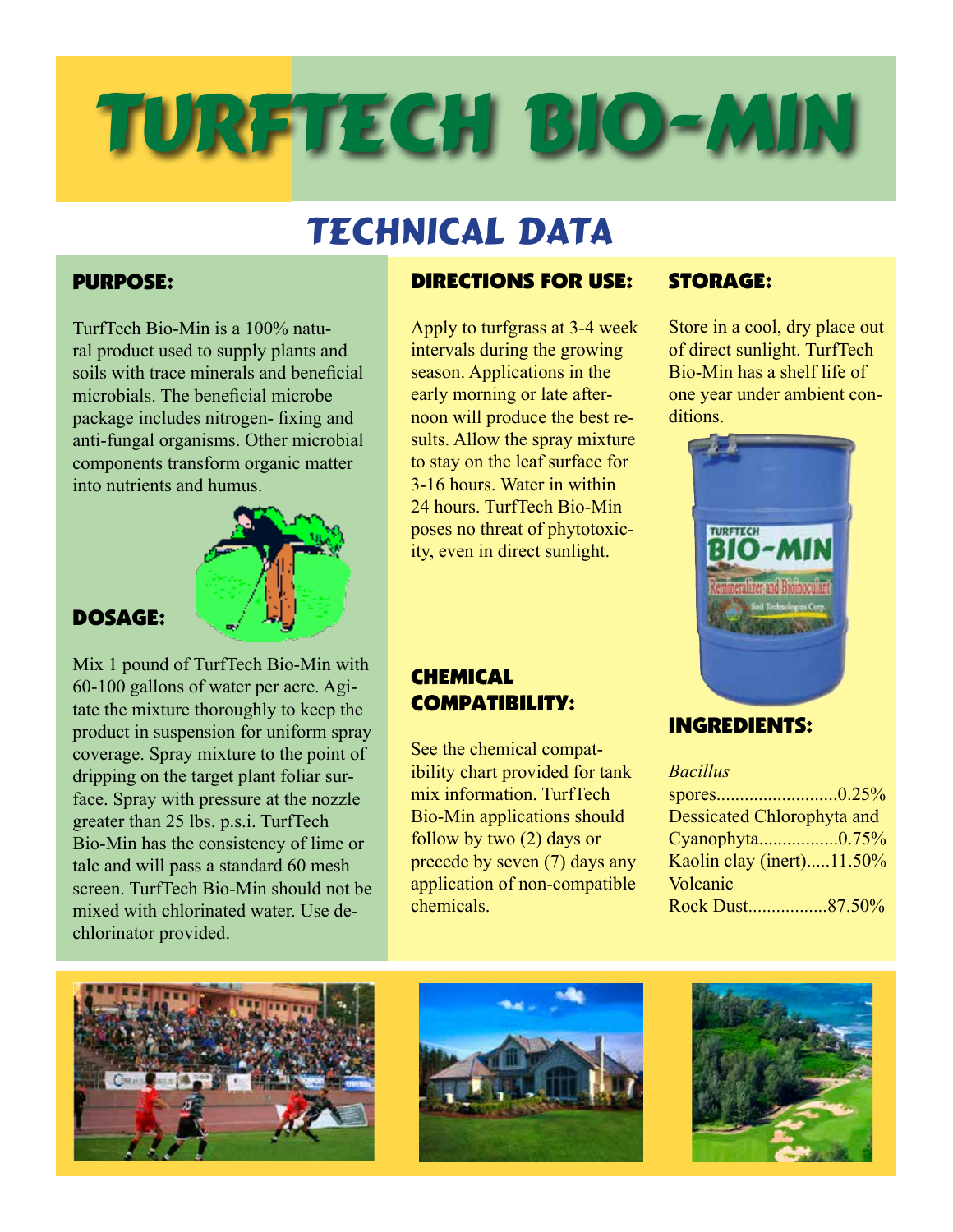# TURFTECH BIO-MIN

## TECHNICAL DATA

### PURPOSE:

TurfTech Bio-Min is a 100% natural product used to supply plants and soils with trace minerals and beneficial microbials. The beneficial microbe package includes nitrogen- fixing and anti-fungal organisms. Other microbial components transform organic matter into nutrients and humus.

### DOSAGE:

Mix 1 pound of TurfTech Bio-Min with 60-100 gallons of water per acre. Agitate the mixture thoroughly to keep the product in suspension for uniform spray coverage. Spray mixture to the point of dripping on the target plant foliar surface. Spray with pressure at the nozzle greater than 25 lbs. p.s.i. TurfTech Bio-Min has the consistency of lime or talc and will pass a standard 60 mesh screen. TurfTech Bio-Min should not be mixed with chlorinated water. Use dechlorinator provided.

### DIRECTIONS FOR USE:

Apply to turfgrass at 3-4 week intervals during the growing season. Applications in the early morning or late afternoon will produce the best results. Allow the spray mixture to stay on the leaf surface for 3-16 hours. Water in within 24 hours. TurfTech Bio-Min poses no threat of phytotoxicity, even in direct sunlight.

### CHEMICAL COMPATIBILITY:

See the chemical compatibility chart provided for tank mix information. TurfTech Bio-Min applications should follow by two (2) days or precede by seven (7) days any application of non-compatible chemicals.

### STORAGE:

Store in a cool, dry place out of direct sunlight. TurfTech Bio-Min has a shelf life of one year under ambient conditions.

### INGREDIENTS:

*Bacillus* spores..........................0.25%
Dessicated Chlorophyta and Cyanophyta.................0.75%
Kaolin clay (inert).....11.50%
Volcanic Rock Dust.................87.50%